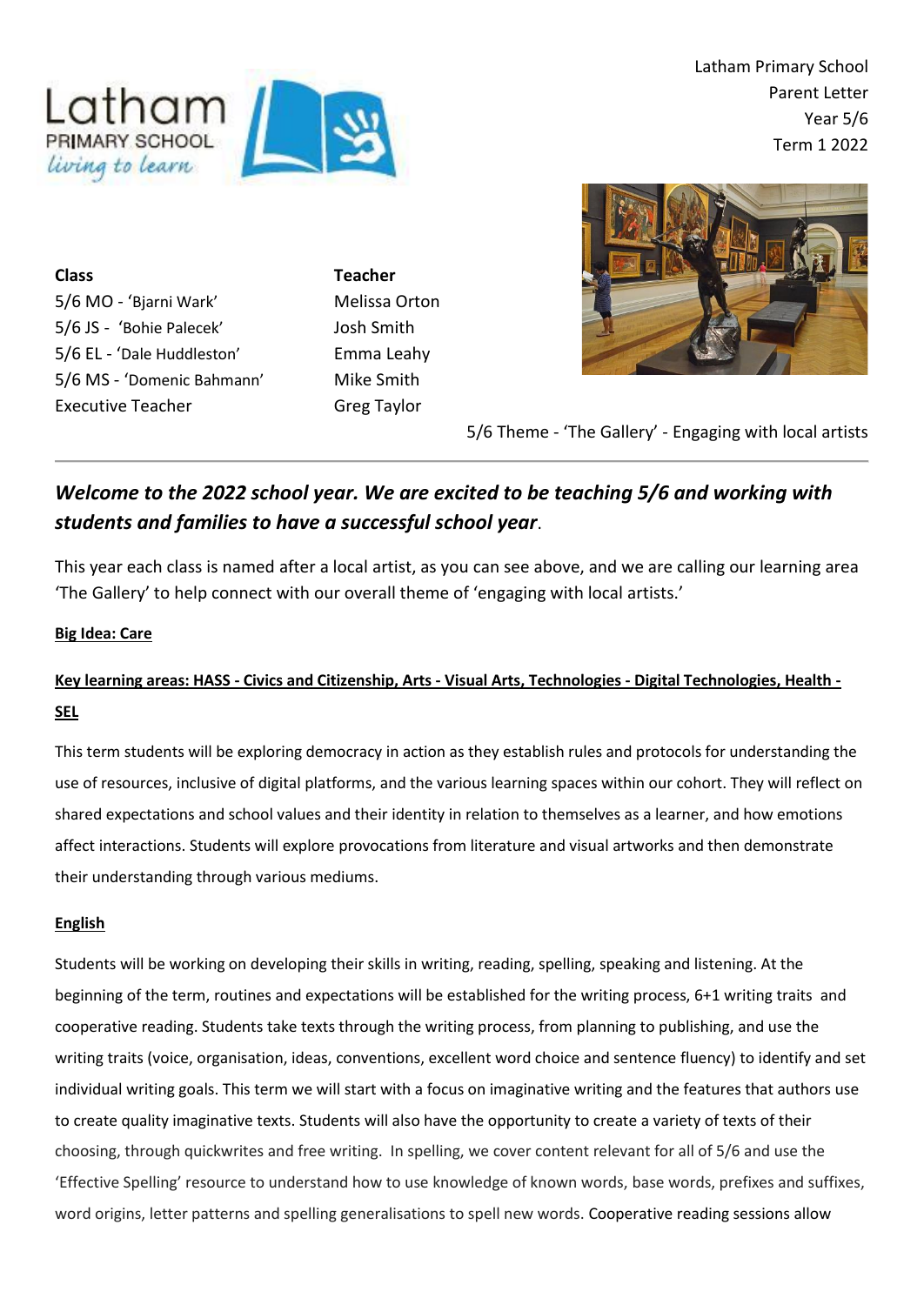Latham Primary School
Parent Letter
Year 5/6
Term 1 2022

| Class | Teacher |
| --- | --- |
| 5/6 MO - 'Bjarni Wark' | Melissa Orton |
| 5/6 JS - 'Bohie Palecek' | Josh Smith |
| 5/6 EL - 'Dale Huddleston' | Emma Leahy |
| 5/6 MS - 'Domenic Bahmann' | Mike Smith |
| Executive Teacher | Greg Taylor |

5/6 Theme - 'The Gallery' - Engaging with local artists

***Welcome to the 2022 school year. We are excited to be teaching 5/6 and working with students and families to have a successful school year***.

This year each class is named after a local artist, as you can see above, and we are calling our learning area 'The Gallery' to help connect with our overall theme of 'engaging with local artists.'

**Big Idea: Care**

**Key learning areas: HASS - Civics and Citizenship, Arts - Visual Arts, Technologies - Digital Technologies, Health - SEL**

This term students will be exploring democracy in action as they establish rules and protocols for understanding the use of resources, inclusive of digital platforms, and the various learning spaces within our cohort. They will reflect on shared expectations and school values and their identity in relation to themselves as a learner, and how emotions affect interactions. Students will explore provocations from literature and visual artworks and then demonstrate their understanding through various mediums.

**English**

Students will be working on developing their skills in writing, reading, spelling, speaking and listening. At the beginning of the term, routines and expectations will be established for the writing process, 6+1 writing traits and cooperative reading. Students take texts through the writing process, from planning to publishing, and use the writing traits (voice, organisation, ideas, conventions, excellent word choice and sentence fluency) to identify and set individual writing goals. This term we will start with a focus on imaginative writing and the features that authors use to create quality imaginative texts. Students will also have the opportunity to create a variety of texts of their choosing, through quickwrites and free writing. In spelling, we cover content relevant for all of 5/6 and use the 'Effective Spelling' resource to understand how to use knowledge of known words, base words, prefixes and suffixes, word origins, letter patterns and spelling generalisations to spell new words. Cooperative reading sessions allow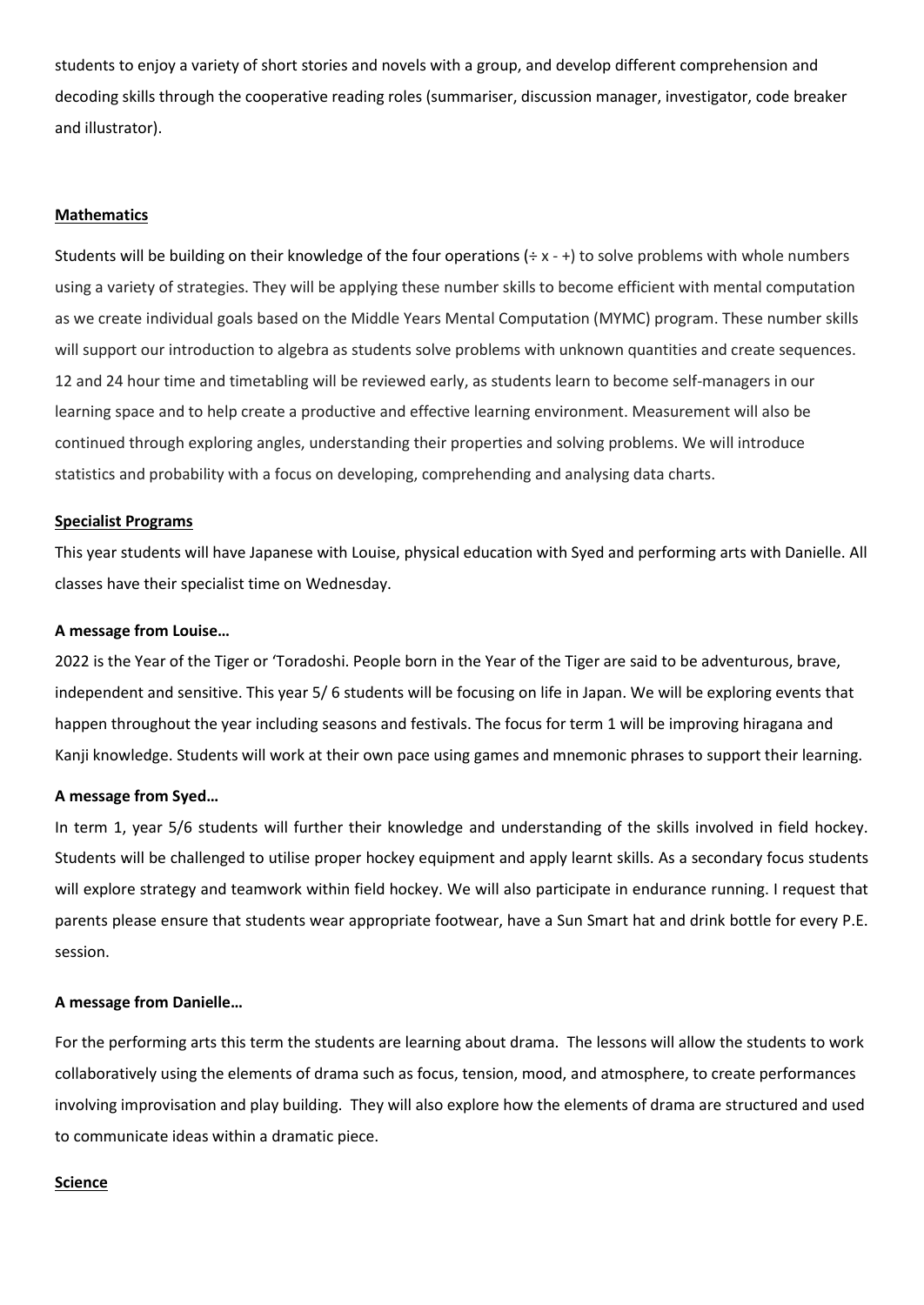students to enjoy a variety of short stories and novels with a group, and develop different comprehension and decoding skills through the cooperative reading roles (summariser, discussion manager, investigator, code breaker and illustrator).

## Mathematics

Students will be building on their knowledge of the four operations (÷ x - +) to solve problems with whole numbers using a variety of strategies. They will be applying these number skills to become efficient with mental computation as we create individual goals based on the Middle Years Mental Computation (MYMC) program. These number skills will support our introduction to algebra as students solve problems with unknown quantities and create sequences. 12 and 24 hour time and timetabling will be reviewed early, as students learn to become self-managers in our learning space and to help create a productive and effective learning environment. Measurement will also be continued through exploring angles, understanding their properties and solving problems. We will introduce statistics and probability with a focus on developing, comprehending and analysing data charts.

## Specialist Programs

This year students will have Japanese with Louise, physical education with Syed and performing arts with Danielle. All classes have their specialist time on Wednesday.

**A message from Louise…**

2022 is the Year of the Tiger or 'Toradoshi. People born in the Year of the Tiger are said to be adventurous, brave, independent and sensitive. This year 5/ 6 students will be focusing on life in Japan. We will be exploring events that happen throughout the year including seasons and festivals. The focus for term 1 will be improving hiragana and Kanji knowledge. Students will work at their own pace using games and mnemonic phrases to support their learning.

**A message from Syed…**

In term 1, year 5/6 students will further their knowledge and understanding of the skills involved in field hockey. Students will be challenged to utilise proper hockey equipment and apply learnt skills. As a secondary focus students will explore strategy and teamwork within field hockey. We will also participate in endurance running. I request that parents please ensure that students wear appropriate footwear, have a Sun Smart hat and drink bottle for every P.E. session.

**A message from Danielle…**

For the performing arts this term the students are learning about drama. The lessons will allow the students to work collaboratively using the elements of drama such as focus, tension, mood, and atmosphere, to create performances involving improvisation and play building. They will also explore how the elements of drama are structured and used to communicate ideas within a dramatic piece.

## Science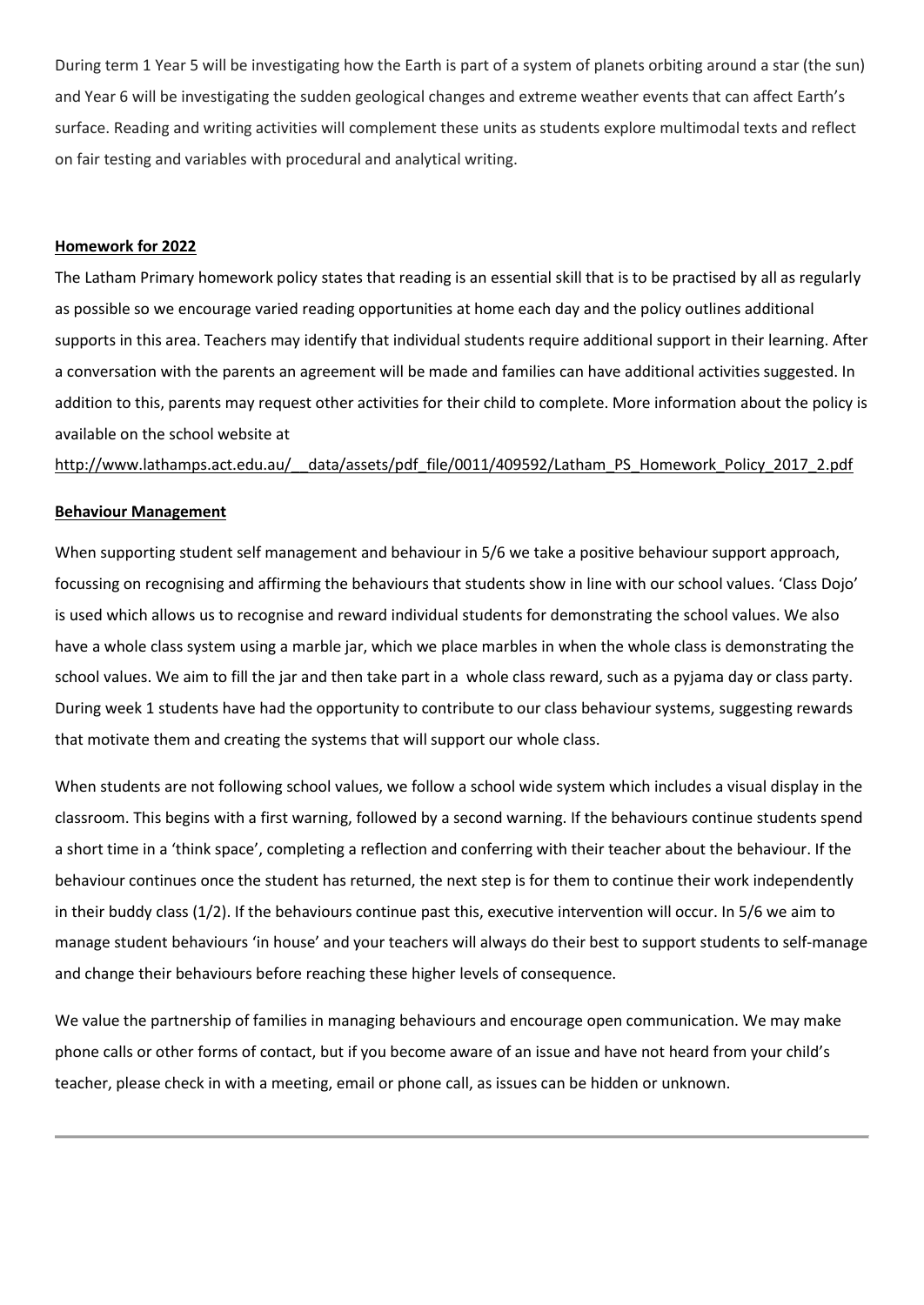During term 1 Year 5 will be investigating how the Earth is part of a system of planets orbiting around a star (the sun) and Year 6 will be investigating the sudden geological changes and extreme weather events that can affect Earth's surface. Reading and writing activities will complement these units as students explore multimodal texts and reflect on fair testing and variables with procedural and analytical writing.

**Homework for 2022**

The Latham Primary homework policy states that reading is an essential skill that is to be practised by all as regularly as possible so we encourage varied reading opportunities at home each day and the policy outlines additional supports in this area. Teachers may identify that individual students require additional support in their learning. After a conversation with the parents an agreement will be made and families can have additional activities suggested. In addition to this, parents may request other activities for their child to complete. More information about the policy is available on the school website at

http://www.lathamps.act.edu.au/__data/assets/pdf_file/0011/409592/Latham_PS_Homework_Policy_2017_2.pdf

**Behaviour Management**

When supporting student self management and behaviour in 5/6 we take a positive behaviour support approach, focussing on recognising and affirming the behaviours that students show in line with our school values. 'Class Dojo' is used which allows us to recognise and reward individual students for demonstrating the school values. We also have a whole class system using a marble jar, which we place marbles in when the whole class is demonstrating the school values. We aim to fill the jar and then take part in a whole class reward, such as a pyjama day or class party. During week 1 students have had the opportunity to contribute to our class behaviour systems, suggesting rewards that motivate them and creating the systems that will support our whole class.

When students are not following school values, we follow a school wide system which includes a visual display in the classroom. This begins with a first warning, followed by a second warning. If the behaviours continue students spend a short time in a 'think space', completing a reflection and conferring with their teacher about the behaviour. If the behaviour continues once the student has returned, the next step is for them to continue their work independently in their buddy class (1/2). If the behaviours continue past this, executive intervention will occur. In 5/6 we aim to manage student behaviours 'in house' and your teachers will always do their best to support students to self-manage and change their behaviours before reaching these higher levels of consequence.

We value the partnership of families in managing behaviours and encourage open communication. We may make phone calls or other forms of contact, but if you become aware of an issue and have not heard from your child's teacher, please check in with a meeting, email or phone call, as issues can be hidden or unknown.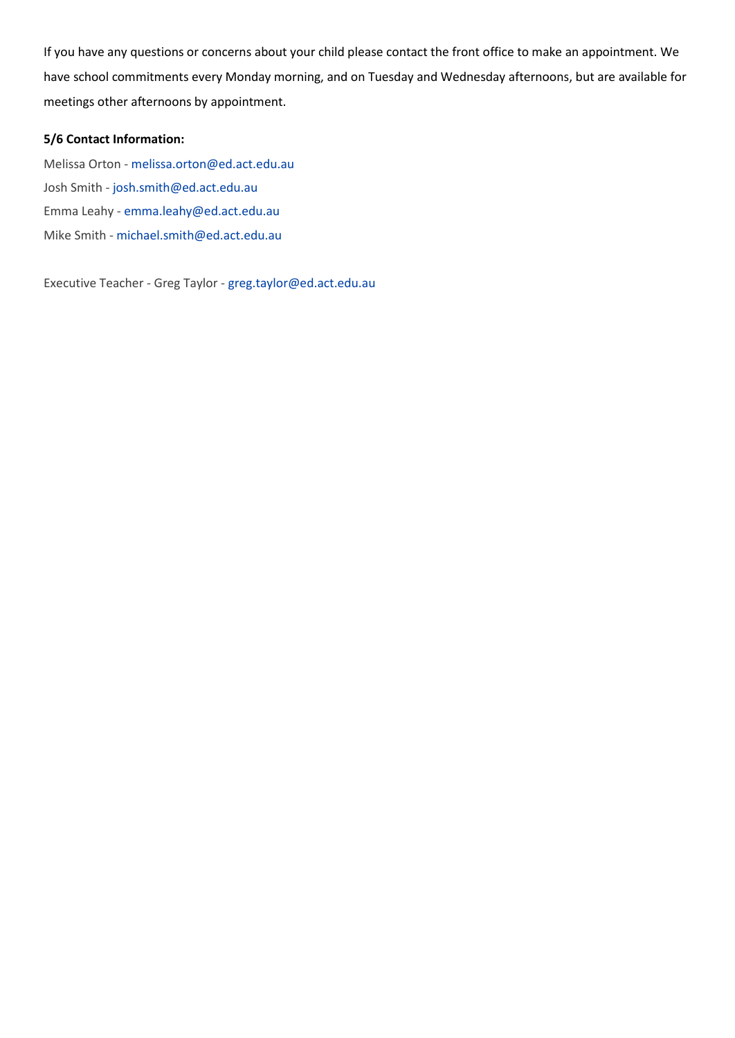If you have any questions or concerns about your child please contact the front office to make an appointment. We have school commitments every Monday morning, and on Tuesday and Wednesday afternoons, but are available for meetings other afternoons by appointment.

**5/6 Contact Information:**

Melissa Orton - melissa.orton@ed.act.edu.au
Josh Smith - josh.smith@ed.act.edu.au
Emma Leahy - emma.leahy@ed.act.edu.au
Mike Smith - michael.smith@ed.act.edu.au

Executive Teacher - Greg Taylor - greg.taylor@ed.act.edu.au